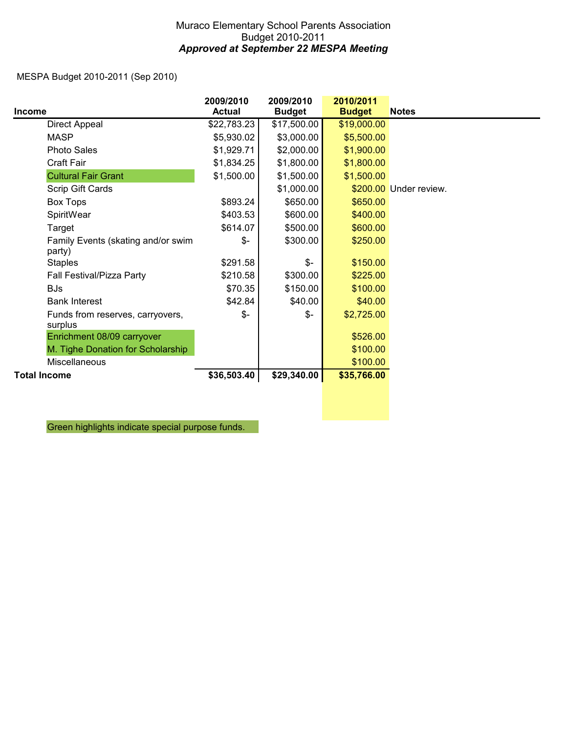# Muraco Elementary School Parents Association
## Budget 2010-2011
### *Approved at September 22 MESPA Meeting*

MESPA Budget 2010-2011 (Sep 2010)

| Income | 2009/2010 Actual | 2009/2010 Budget | 2010/2011 Budget | Notes |
|---|---|---|---|---|
| Direct Appeal | $22,783.23 | $17,500.00 | $19,000.00 | |
| MASP | $5,930.02 | $3,000.00 | $5,500.00 | |
| Photo Sales | $1,929.71 | $2,000.00 | $1,900.00 | |
| Craft Fair | $1,834.25 | $1,800.00 | $1,800.00 | |
| Cultural Fair Grant | $1,500.00 | $1,500.00 | $1,500.00 | |
| Scrip Gift Cards | | $1,000.00 | $200.00 | Under review. |
| Box Tops | $893.24 | $650.00 | $650.00 | |
| SpiritWear | $403.53 | $600.00 | $400.00 | |
| Target | $614.07 | $500.00 | $600.00 | |
| Family Events (skating and/or swim party) | $- | $300.00 | $250.00 | |
| Staples | $291.58 | $- | $150.00 | |
| Fall Festival/Pizza Party | $210.58 | $300.00 | $225.00 | |
| BJs | $70.35 | $150.00 | $100.00 | |
| Bank Interest | $42.84 | $40.00 | $40.00 | |
| Funds from reserves, carryovers, surplus | $- | $- | $2,725.00 | |
| Enrichment 08/09 carryover | | | $526.00 | |
| M. Tighe Donation for Scholarship | | | $100.00 | |
| Miscellaneous | | | $100.00 | |
| **Total Income** | **$36,503.40** | **$29,340.00** | **$35,766.00** | |

Green highlights indicate special purpose funds.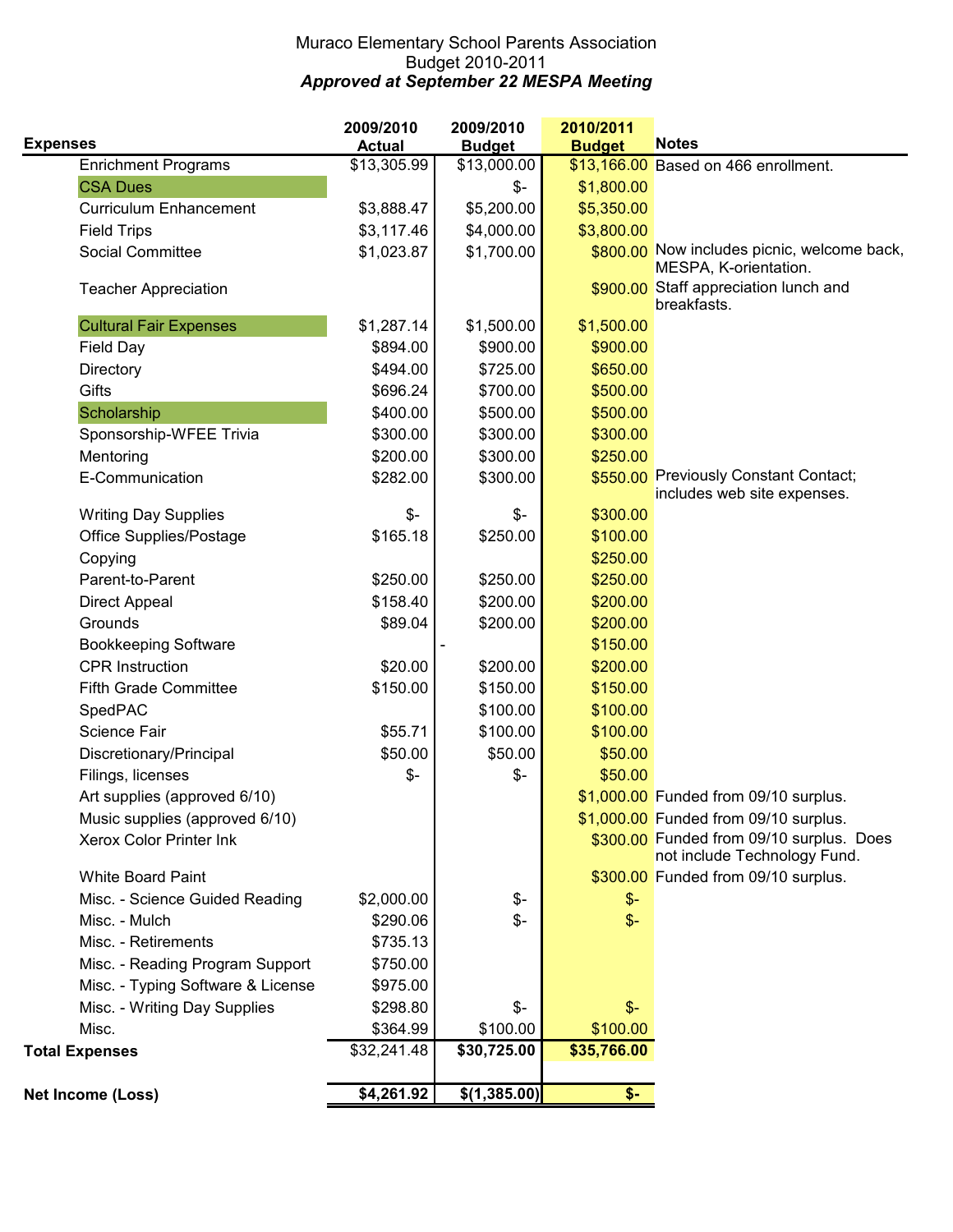Muraco Elementary School Parents Association
Budget 2010-2011
***Approved at September 22 MESPA Meeting***

| Expenses | 2009/2010 Actual | 2009/2010 Budget | 2010/2011 Budget | Notes |
|---|---|---|---|---|
| Enrichment Programs | $13,305.99 | $13,000.00 | $13,166.00 | Based on 466 enrollment. |
| CSA Dues | | $- | $1,800.00 | |
| Curriculum Enhancement | $3,888.47 | $5,200.00 | $5,350.00 | |
| Field Trips | $3,117.46 | $4,000.00 | $3,800.00 | |
| Social Committee | $1,023.87 | $1,700.00 | $800.00 | Now includes picnic, welcome back, MESPA, K-orientation. |
| Teacher Appreciation | | | $900.00 | Staff appreciation lunch and breakfasts. |
| Cultural Fair Expenses | $1,287.14 | $1,500.00 | $1,500.00 | |
| Field Day | $894.00 | $900.00 | $900.00 | |
| Directory | $494.00 | $725.00 | $650.00 | |
| Gifts | $696.24 | $700.00 | $500.00 | |
| Scholarship | $400.00 | $500.00 | $500.00 | |
| Sponsorship-WFEE Trivia | $300.00 | $300.00 | $300.00 | |
| Mentoring | $200.00 | $300.00 | $250.00 | |
| E-Communication | $282.00 | $300.00 | $550.00 | Previously Constant Contact; includes web site expenses. |
| Writing Day Supplies | $- | $- | $300.00 | |
| Office Supplies/Postage | $165.18 | $250.00 | $100.00 | |
| Copying | | | $250.00 | |
| Parent-to-Parent | $250.00 | $250.00 | $250.00 | |
| Direct Appeal | $158.40 | $200.00 | $200.00 | |
| Grounds | $89.04 | $200.00 | $200.00 | |
| Bookkeeping Software | | - | $150.00 | |
| CPR Instruction | $20.00 | $200.00 | $200.00 | |
| Fifth Grade Committee | $150.00 | $150.00 | $150.00 | |
| SpedPAC | | $100.00 | $100.00 | |
| Science Fair | $55.71 | $100.00 | $100.00 | |
| Discretionary/Principal | $50.00 | $50.00 | $50.00 | |
| Filings, licenses | $- | $- | $50.00 | |
| Art supplies (approved 6/10) | | | $1,000.00 | Funded from 09/10 surplus. |
| Music supplies (approved 6/10) | | | $1,000.00 | Funded from 09/10 surplus. |
| Xerox Color Printer Ink | | | $300.00 | Funded from 09/10 surplus. Does not include Technology Fund. |
| White Board Paint | | | $300.00 | Funded from 09/10 surplus. |
| Misc. - Science Guided Reading | $2,000.00 | $- | $- | |
| Misc. - Mulch | $290.06 | $- | $- | |
| Misc. - Retirements | $735.13 | | | |
| Misc. - Reading Program Support | $750.00 | | | |
| Misc. - Typing Software & License | $975.00 | | | |
| Misc. - Writing Day Supplies | $298.80 | $- | $- | |
| Misc. | $364.99 | $100.00 | $100.00 | |
| **Total Expenses** | $32,241.48 | **$30,725.00** | **$35,766.00** | |
| **Net Income (Loss)** | **$4,261.92** | **$(1,385.00)** | **$-** | |